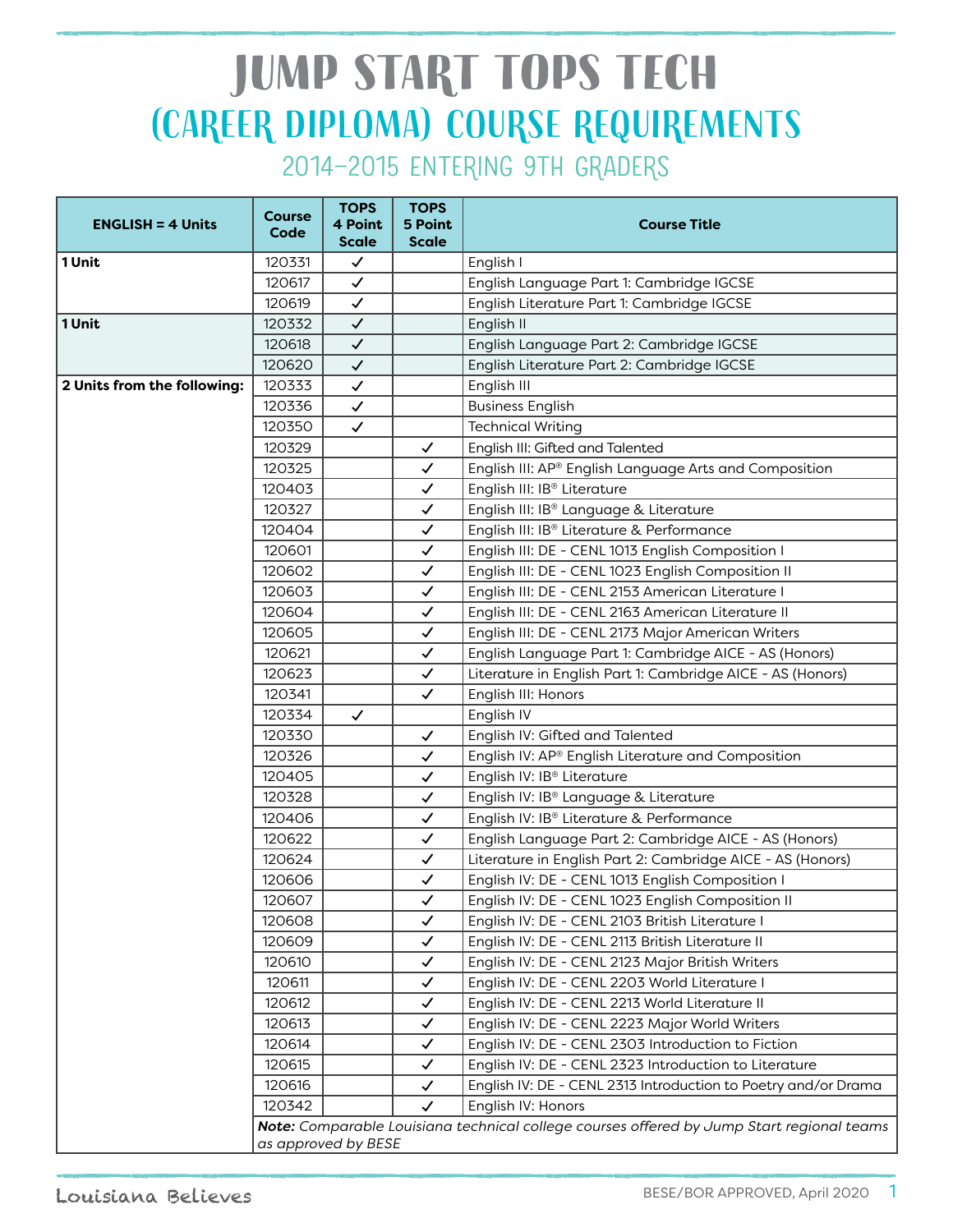# JUMP START TOPS TECH
## (CAREER DIPLOMA) COURSE REQUIREMENTS
### 2014-2015 ENTERING 9TH GRADERS

| ENGLISH = 4 Units | Course Code | TOPS 4 Point Scale | TOPS 5 Point Scale | Course Title |
|---|---|---|---|---|
| **1 Unit** | 120331 | ✓ | | English I |
| | 120617 | ✓ | | English Language Part 1: Cambridge IGCSE |
| | 120619 | ✓ | | English Literature Part 1: Cambridge IGCSE |
| **1 Unit** | 120332 | ✓ | | English II |
| | 120618 | ✓ | | English Language Part 2: Cambridge IGCSE |
| | 120620 | ✓ | | English Literature Part 2: Cambridge IGCSE |
| **2 Units from the following:** | 120333 | ✓ | | English III |
| | 120336 | ✓ | | Business English |
| | 120350 | ✓ | | Technical Writing |
| | 120329 | | ✓ | English III: Gifted and Talented |
| | 120325 | | ✓ | English III: AP® English Language Arts and Composition |
| | 120403 | | ✓ | English III: IB® Literature |
| | 120327 | | ✓ | English III: IB® Language & Literature |
| | 120404 | | ✓ | English III: IB® Literature & Performance |
| | 120601 | | ✓ | English III: DE - CENL 1013 English Composition I |
| | 120602 | | ✓ | English III: DE - CENL 1023 English Composition II |
| | 120603 | | ✓ | English III: DE - CENL 2153 American Literature I |
| | 120604 | | ✓ | English III: DE - CENL 2163 American Literature II |
| | 120605 | | ✓ | English III: DE - CENL 2173 Major American Writers |
| | 120621 | | ✓ | English Language Part 1: Cambridge AICE - AS (Honors) |
| | 120623 | | ✓ | Literature in English Part 1: Cambridge AICE - AS (Honors) |
| | 120341 | | ✓ | English III: Honors |
| | 120334 | ✓ | | English IV |
| | 120330 | | ✓ | English IV: Gifted and Talented |
| | 120326 | | ✓ | English IV: AP® English Literature and Composition |
| | 120405 | | ✓ | English IV: IB® Literature |
| | 120328 | | ✓ | English IV: IB® Language & Literature |
| | 120406 | | ✓ | English IV: IB® Literature & Performance |
| | 120622 | | ✓ | English Language Part 2: Cambridge AICE - AS (Honors) |
| | 120624 | | ✓ | Literature in English Part 2: Cambridge AICE - AS (Honors) |
| | 120606 | | ✓ | English IV: DE - CENL 1013 English Composition I |
| | 120607 | | ✓ | English IV: DE - CENL 1023 English Composition II |
| | 120608 | | ✓ | English IV: DE - CENL 2103 British Literature I |
| | 120609 | | ✓ | English IV: DE - CENL 2113 British Literature II |
| | 120610 | | ✓ | English IV: DE - CENL 2123 Major British Writers |
| | 120611 | | ✓ | English IV: DE - CENL 2203 World Literature I |
| | 120612 | | ✓ | English IV: DE - CENL 2213 World Literature II |
| | 120613 | | ✓ | English IV: DE - CENL 2223 Major World Writers |
| | 120614 | | ✓ | English IV: DE - CENL 2303 Introduction to Fiction |
| | 120615 | | ✓ | English IV: DE - CENL 2323 Introduction to Literature |
| | 120616 | | ✓ | English IV: DE - CENL 2313 Introduction to Poetry and/or Drama |
| | 120342 | | ✓ | English IV: Honors |
| | ***Note:*** *Comparable Louisiana technical college courses offered by Jump Start regional teams as approved by BESE* | | | |

Louisiana Believes

BESE/BOR APPROVED, April 2020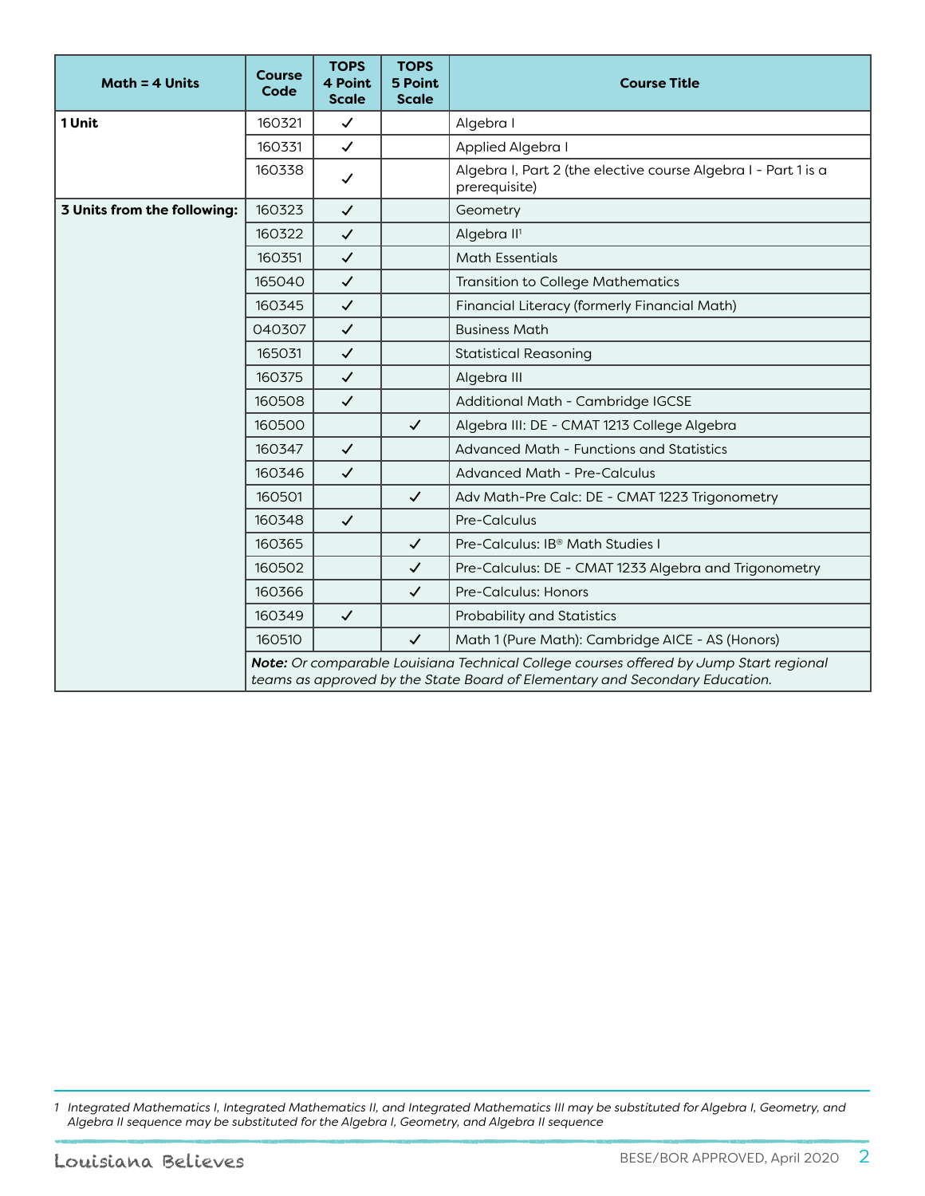| Math = 4 Units | Course Code | TOPS 4 Point Scale | TOPS 5 Point Scale | Course Title |
|---|---|---|---|---|
| **1 Unit** | 160321 | ✓ | | Algebra I |
| | 160331 | ✓ | | Applied Algebra I |
| | 160338 | ✓ | | Algebra I, Part 2 (the elective course Algebra I - Part 1 is a prerequisite) |
| **3 Units from the following:** | 160323 | ✓ | | Geometry |
| | 160322 | ✓ | | Algebra II[1] |
| | 160351 | ✓ | | Math Essentials |
| | 165040 | ✓ | | Transition to College Mathematics |
| | 160345 | ✓ | | Financial Literacy (formerly Financial Math) |
| | 040307 | ✓ | | Business Math |
| | 165031 | ✓ | | Statistical Reasoning |
| | 160375 | ✓ | | Algebra III |
| | 160508 | ✓ | | Additional Math - Cambridge IGCSE |
| | 160500 | | ✓ | Algebra III: DE - CMAT 1213 College Algebra |
| | 160347 | ✓ | | Advanced Math - Functions and Statistics |
| | 160346 | ✓ | | Advanced Math - Pre-Calculus |
| | 160501 | | ✓ | Adv Math-Pre Calc: DE - CMAT 1223 Trigonometry |
| | 160348 | ✓ | | Pre-Calculus |
| | 160365 | | ✓ | Pre-Calculus: IB® Math Studies I |
| | 160502 | | ✓ | Pre-Calculus: DE - CMAT 1233 Algebra and Trigonometry |
| | 160366 | | ✓ | Pre-Calculus: Honors |
| | 160349 | ✓ | | Probability and Statistics |
| | 160510 | | ✓ | Math 1 (Pure Math): Cambridge AICE - AS (Honors) |
| | ***Note:*** *Or comparable Louisiana Technical College courses offered by Jump Start regional teams as approved by the State Board of Elementary and Secondary Education.* | | | |

1 *Integrated Mathematics I, Integrated Mathematics II, and Integrated Mathematics III may be substituted for Algebra I, Geometry, and Algebra II sequence may be substituted for the Algebra I, Geometry, and Algebra II sequence*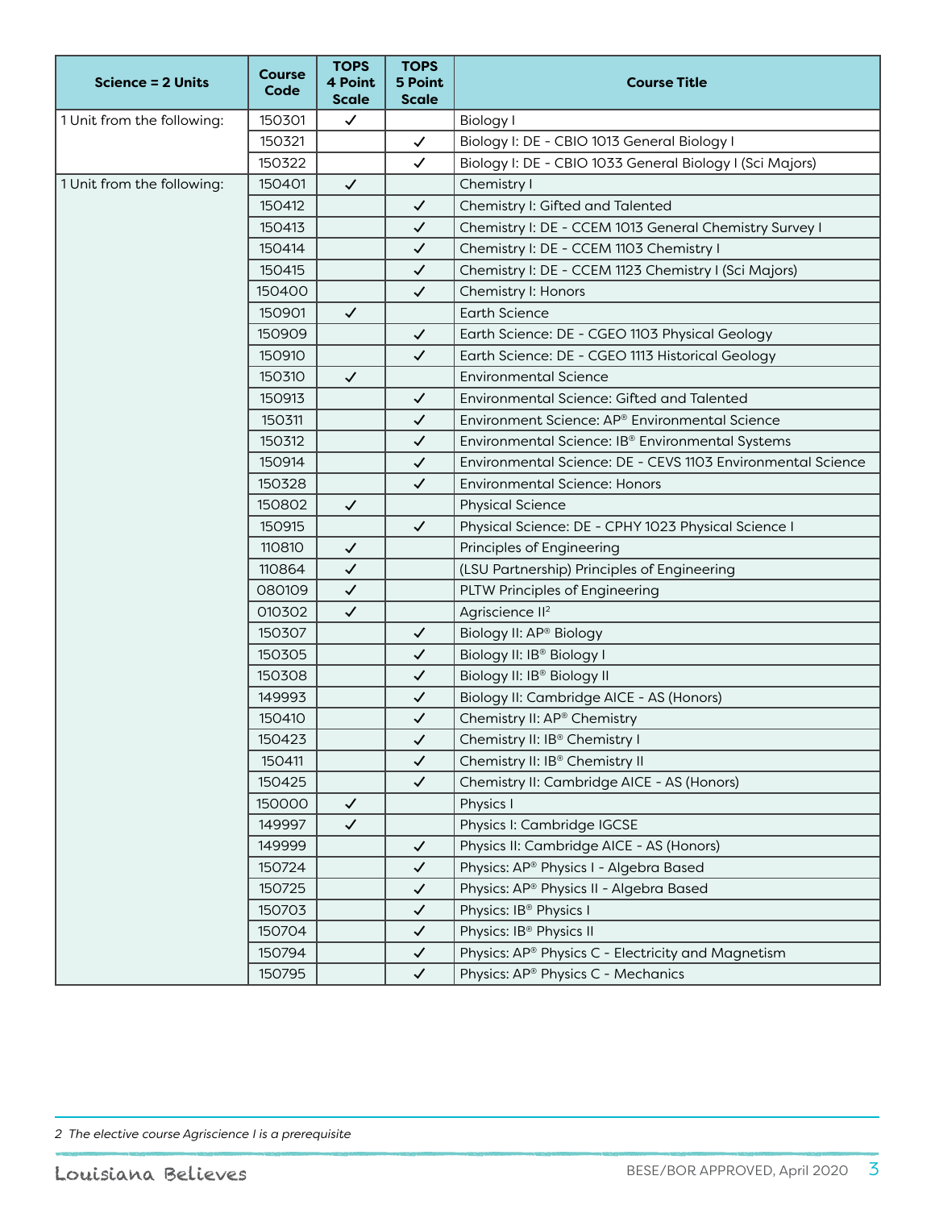| Science = 2 Units | Course Code | TOPS 4 Point Scale | TOPS 5 Point Scale | Course Title |
|---|---|---|---|---|
| 1 Unit from the following: | 150301 | ✓ | | Biology I |
| | 150321 | | ✓ | Biology I: DE - CBIO 1013 General Biology I |
| | 150322 | | ✓ | Biology I: DE - CBIO 1033 General Biology I (Sci Majors) |
| 1 Unit from the following: | 150401 | ✓ | | Chemistry I |
| | 150412 | | ✓ | Chemistry I: Gifted and Talented |
| | 150413 | | ✓ | Chemistry I: DE - CCEM 1013 General Chemistry Survey I |
| | 150414 | | ✓ | Chemistry I: DE - CCEM 1103 Chemistry I |
| | 150415 | | ✓ | Chemistry I: DE - CCEM 1123 Chemistry I (Sci Majors) |
| | 150400 | | ✓ | Chemistry I: Honors |
| | 150901 | ✓ | | Earth Science |
| | 150909 | | ✓ | Earth Science: DE - CGEO 1103 Physical Geology |
| | 150910 | | ✓ | Earth Science: DE - CGEO 1113 Historical Geology |
| | 150310 | ✓ | | Environmental Science |
| | 150913 | | ✓ | Environmental Science: Gifted and Talented |
| | 150311 | | ✓ | Environment Science: AP® Environmental Science |
| | 150312 | | ✓ | Environmental Science: IB® Environmental Systems |
| | 150914 | | ✓ | Environmental Science: DE - CEVS 1103 Environmental Science |
| | 150328 | | ✓ | Environmental Science: Honors |
| | 150802 | ✓ | | Physical Science |
| | 150915 | | ✓ | Physical Science: DE - CPHY 1023 Physical Science I |
| | 110810 | ✓ | | Principles of Engineering |
| | 110864 | ✓ | | (LSU Partnership) Principles of Engineering |
| | 080109 | ✓ | | PLTW Principles of Engineering |
| | 010302 | ✓ | | Agriscience II[2] |
| | 150307 | | ✓ | Biology II: AP® Biology |
| | 150305 | | ✓ | Biology II: IB® Biology I |
| | 150308 | | ✓ | Biology II: IB® Biology II |
| | 149993 | | ✓ | Biology II: Cambridge AICE - AS (Honors) |
| | 150410 | | ✓ | Chemistry II: AP® Chemistry |
| | 150423 | | ✓ | Chemistry II: IB® Chemistry I |
| | 150411 | | ✓ | Chemistry II: IB® Chemistry II |
| | 150425 | | ✓ | Chemistry II: Cambridge AICE - AS (Honors) |
| | 150000 | ✓ | | Physics I |
| | 149997 | ✓ | | Physics I: Cambridge IGCSE |
| | 149999 | | ✓ | Physics II: Cambridge AICE - AS (Honors) |
| | 150724 | | ✓ | Physics: AP® Physics I - Algebra Based |
| | 150725 | | ✓ | Physics: AP® Physics II - Algebra Based |
| | 150703 | | ✓ | Physics: IB® Physics I |
| | 150704 | | ✓ | Physics: IB® Physics II |
| | 150794 | | ✓ | Physics: AP® Physics C - Electricity and Magnetism |
| | 150795 | | ✓ | Physics: AP® Physics C - Mechanics |

2 *The elective course Agriscience I is a prerequisite*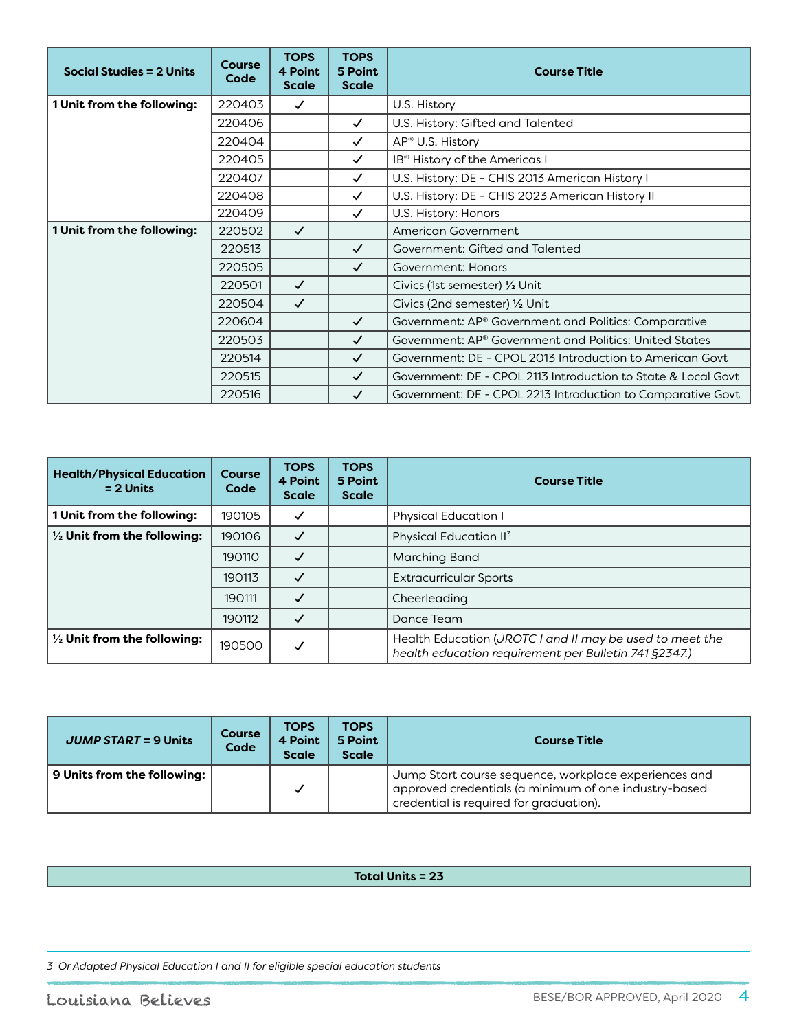| Social Studies = 2 Units | Course Code | TOPS 4 Point Scale | TOPS 5 Point Scale | Course Title |
|---|---|---|---|---|
| 1 Unit from the following: | 220403 | ✓ | | U.S. History |
| | 220406 | | ✓ | U.S. History: Gifted and Talented |
| | 220404 | | ✓ | AP® U.S. History |
| | 220405 | | ✓ | IB® History of the Americas I |
| | 220407 | | ✓ | U.S. History: DE - CHIS 2013 American History I |
| | 220408 | | ✓ | U.S. History: DE - CHIS 2023 American History II |
| | 220409 | | ✓ | U.S. History: Honors |
| 1 Unit from the following: | 220502 | ✓ | | American Government |
| | 220513 | | ✓ | Government: Gifted and Talented |
| | 220505 | | ✓ | Government: Honors |
| | 220501 | ✓ | | Civics (1st semester) ½ Unit |
| | 220504 | ✓ | | Civics (2nd semester) ½ Unit |
| | 220604 | | ✓ | Government: AP® Government and Politics: Comparative |
| | 220503 | | ✓ | Government: AP® Government and Politics: United States |
| | 220514 | | ✓ | Government: DE - CPOL 2013 Introduction to American Govt |
| | 220515 | | ✓ | Government: DE - CPOL 2113 Introduction to State & Local Govt |
| | 220516 | | ✓ | Government: DE - CPOL 2213 Introduction to Comparative Govt |

| Health/Physical Education = 2 Units | Course Code | TOPS 4 Point Scale | TOPS 5 Point Scale | Course Title |
|---|---|---|---|---|
| 1 Unit from the following: | 190105 | ✓ | | Physical Education I |
| ½ Unit from the following: | 190106 | ✓ | | Physical Education II[3] |
| | 190110 | ✓ | | Marching Band |
| | 190113 | ✓ | | Extracurricular Sports |
| | 190111 | ✓ | | Cheerleading |
| | 190112 | ✓ | | Dance Team |
| ½ Unit from the following: | 190500 | ✓ | | Health Education (*JROTC I and II may be used to meet the health education requirement per Bulletin 741 §2347.)* |

| *JUMP START* = 9 Units | Course Code | TOPS 4 Point Scale | TOPS 5 Point Scale | Course Title |
|---|---|---|---|---|
| 9 Units from the following: | | ✓ | | Jump Start course sequence, workplace experiences and approved credentials (a minimum of one industry-based credential is required for graduation). |

**Total Units = 23**

*3 Or Adapted Physical Education I and II for eligible special education students*